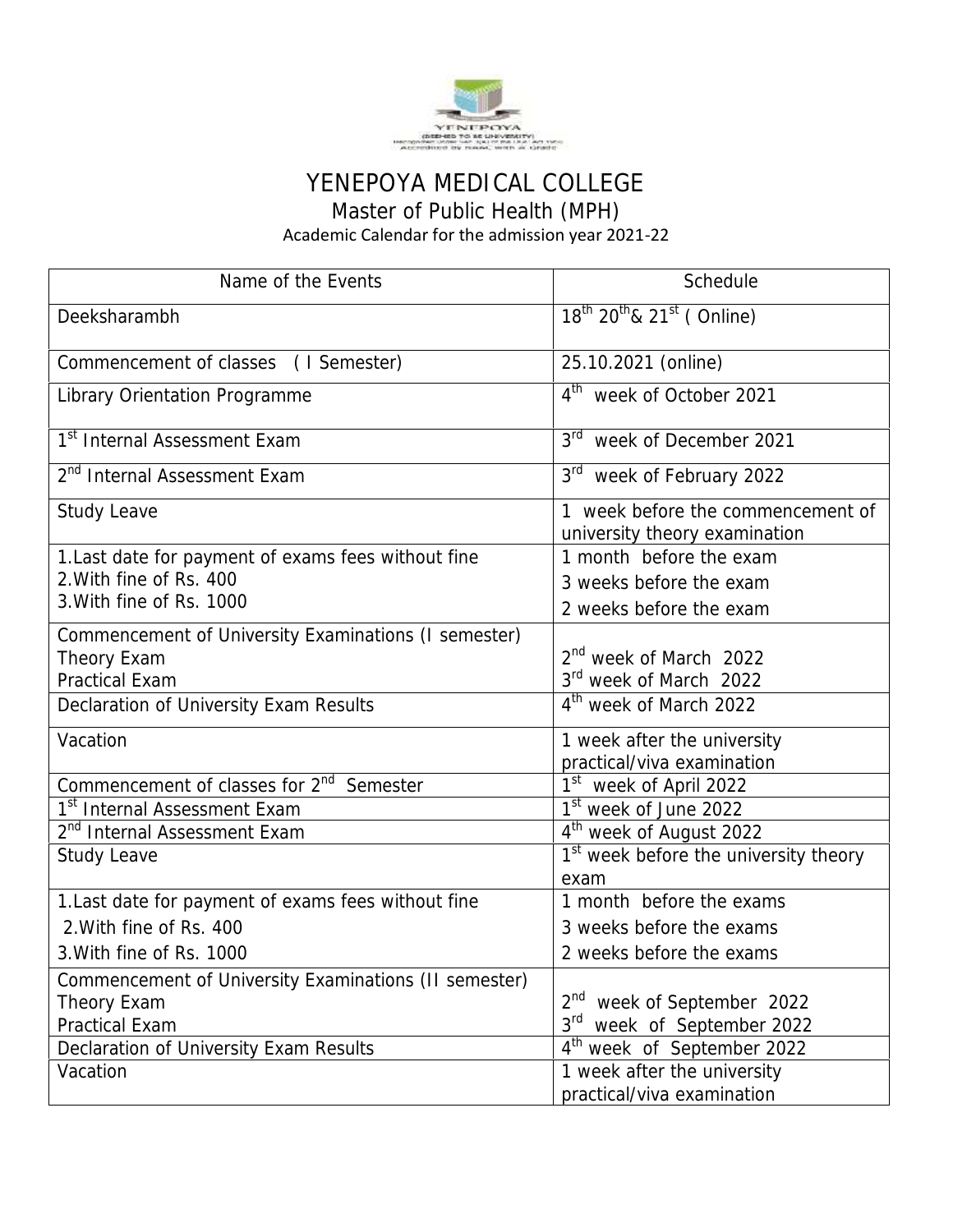# YENEPOYA MEDICAL COLLEGE

## Master of Public Health (MPH)

Academic Calendar for the admission year 2021-22

| Name of the Events | Schedule |
|---|---|
| Deeksharambh | 18th 20th& 21st ( Online) |
| Commencement of classes ( I Semester) | 25.10.2021 (online) |
| Library Orientation Programme | 4th week of October 2021 |
| 1st Internal Assessment Exam | 3rd week of December 2021 |
| 2nd Internal Assessment Exam | 3rd week of February 2022 |
| Study Leave | 1 week before the commencement of university theory examination |
| 1.Last date for payment of exams fees without fine<br>2.With fine of Rs. 400<br>3.With fine of Rs. 1000 | 1 month before the exam<br>3 weeks before the exam<br>2 weeks before the exam |
| Commencement of University Examinations (I semester)<br>Theory Exam<br>Practical Exam | <br>2nd week of March 2022<br>3rd week of March 2022 |
| Declaration of University Exam Results | 4th week of March 2022 |
| Vacation | 1 week after the university practical/viva examination |
| Commencement of classes for 2nd Semester | 1st week of April 2022 |
| 1st Internal Assessment Exam | 1st week of June 2022 |
| 2nd Internal Assessment Exam | 4th week of August 2022 |
| Study Leave | 1st week before the university theory exam |
| 1.Last date for payment of exams fees without fine<br>2.With fine of Rs. 400<br>3.With fine of Rs. 1000 | 1 month before the exams<br>3 weeks before the exams<br>2 weeks before the exams |
| Commencement of University Examinations (II semester)<br>Theory Exam<br>Practical Exam | <br>2nd week of September 2022<br>3rd week of September 2022 |
| Declaration of University Exam Results | 4th week of September 2022 |
| Vacation | 1 week after the university practical/viva examination |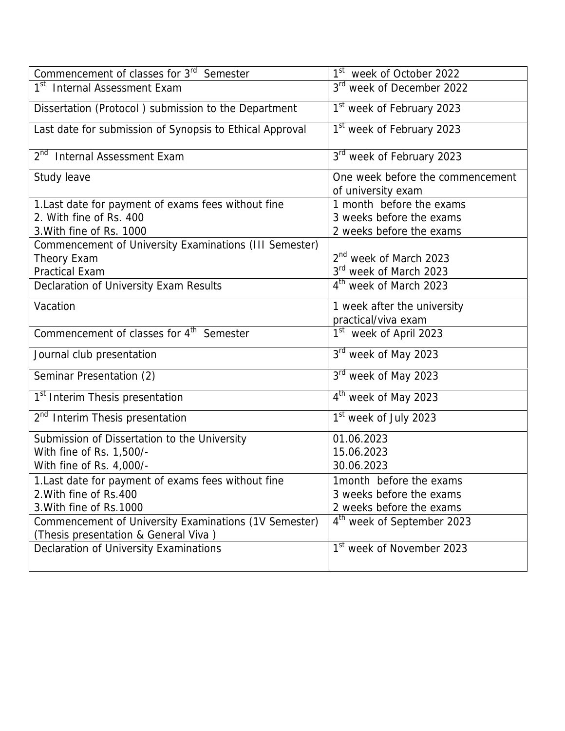| | |
|---|---|
| Commencement of classes for 3rd Semester | 1st week of October 2022 |
| 1st Internal Assessment Exam | 3rd week of December 2022 |
| Dissertation (Protocol ) submission to the Department | 1st week of February 2023 |
| Last date for submission of Synopsis to Ethical Approval | 1st week of February 2023 |
| 2nd Internal Assessment Exam | 3rd week of February 2023 |
| Study leave | One week before the commencement of university exam |
| 1.Last date for payment of exams fees without fine<br>2. With fine of Rs. 400<br>3.With fine of Rs. 1000 | 1 month before the exams<br>3 weeks before the exams<br>2 weeks before the exams |
| Commencement of University Examinations (III Semester)<br>Theory Exam<br>Practical Exam | <br>2nd week of March 2023<br>3rd week of March 2023 |
| Declaration of University Exam Results | 4th week of March 2023 |
| Vacation | 1 week after the university practical/viva exam |
| Commencement of classes for 4th Semester | 1st week of April 2023 |
| Journal club presentation | 3rd week of May 2023 |
| Seminar Presentation (2) | 3rd week of May 2023 |
| 1st Interim Thesis presentation | 4th week of May 2023 |
| 2nd Interim Thesis presentation | 1st week of July 2023 |
| Submission of Dissertation to the University<br>With fine of Rs. 1,500/-<br>With fine of Rs. 4,000/- | 01.06.2023<br>15.06.2023<br>30.06.2023 |
| 1.Last date for payment of exams fees without fine<br>2.With fine of Rs.400<br>3.With fine of Rs.1000 | 1month before the exams<br>3 weeks before the exams<br>2 weeks before the exams |
| Commencement of University Examinations (1V Semester)<br>(Thesis presentation & General Viva ) | 4th week of September 2023 |
| Declaration of University Examinations | 1st week of November 2023 |